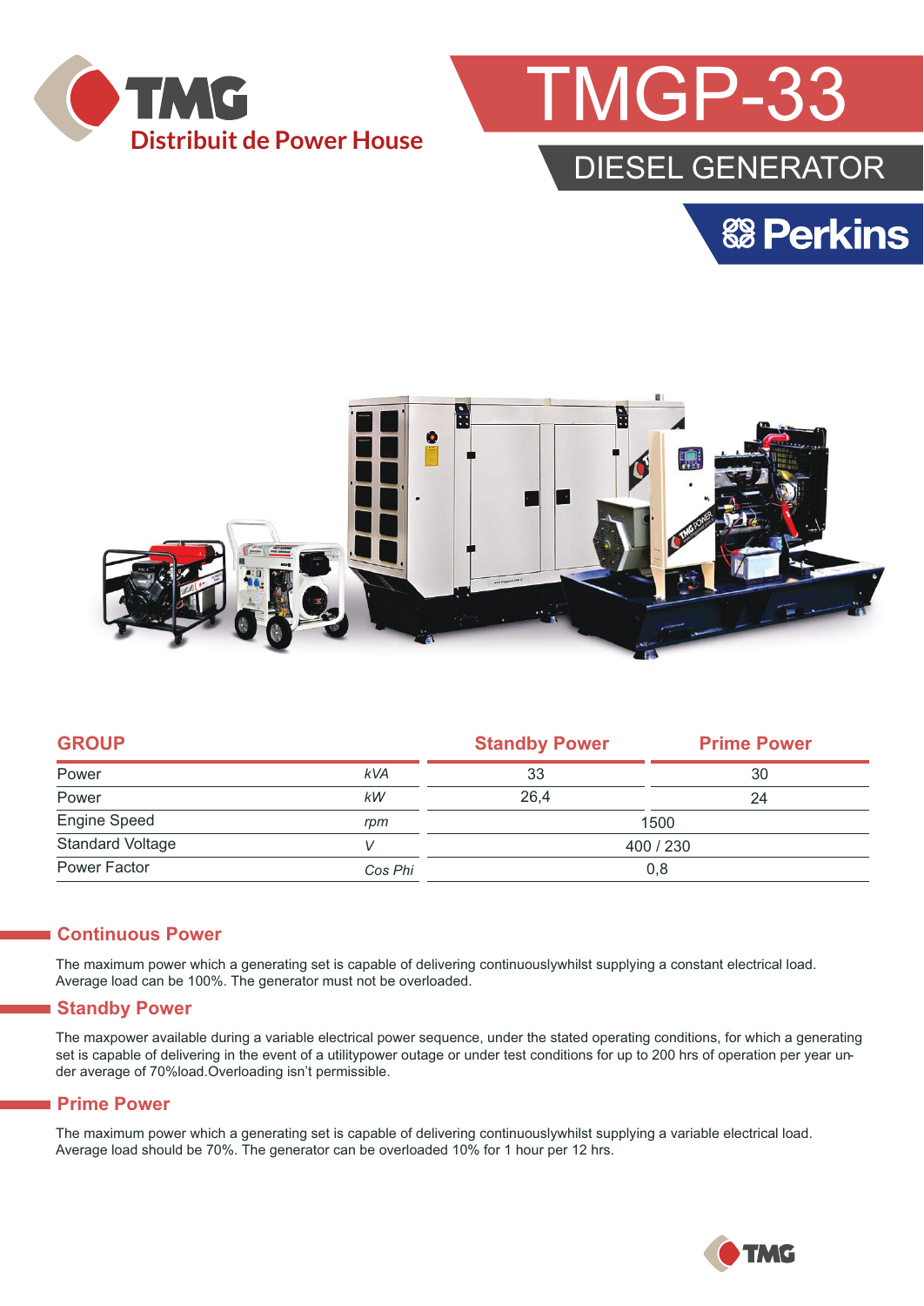TMG
Distribuit de Power House

# TMGP-33

## DIESEL GENERATOR

Perkins

| GROUP | | Standby Power | Prime Power |
|---|---|---|---|
| Power | kVA | 33 | 30 |
| Power | kW | 26,4 | 24 |
| Engine Speed | rpm | 1500 | |
| Standard Voltage | V | 400 / 230 | |
| Power Factor | Cos Phi | 0,8 | |

## Continuous Power

The maximum power which a generating set is capable of delivering continuouslywhilst supplying a constant electrical load. Average load can be 100%. The generator must not be overloaded.

## Standby Power

The maxpower available during a variable electrical power sequence, under the stated operating conditions, for which a generating set is capable of delivering in the event of a utilitypower outage or under test conditions for up to 200 hrs of operation per year under average of 70%load.Overloading isn't permissible.

## Prime Power

The maximum power which a generating set is capable of delivering continuouslywhilst supplying a variable electrical load. Average load should be 70%. The generator can be overloaded 10% for 1 hour per 12 hrs.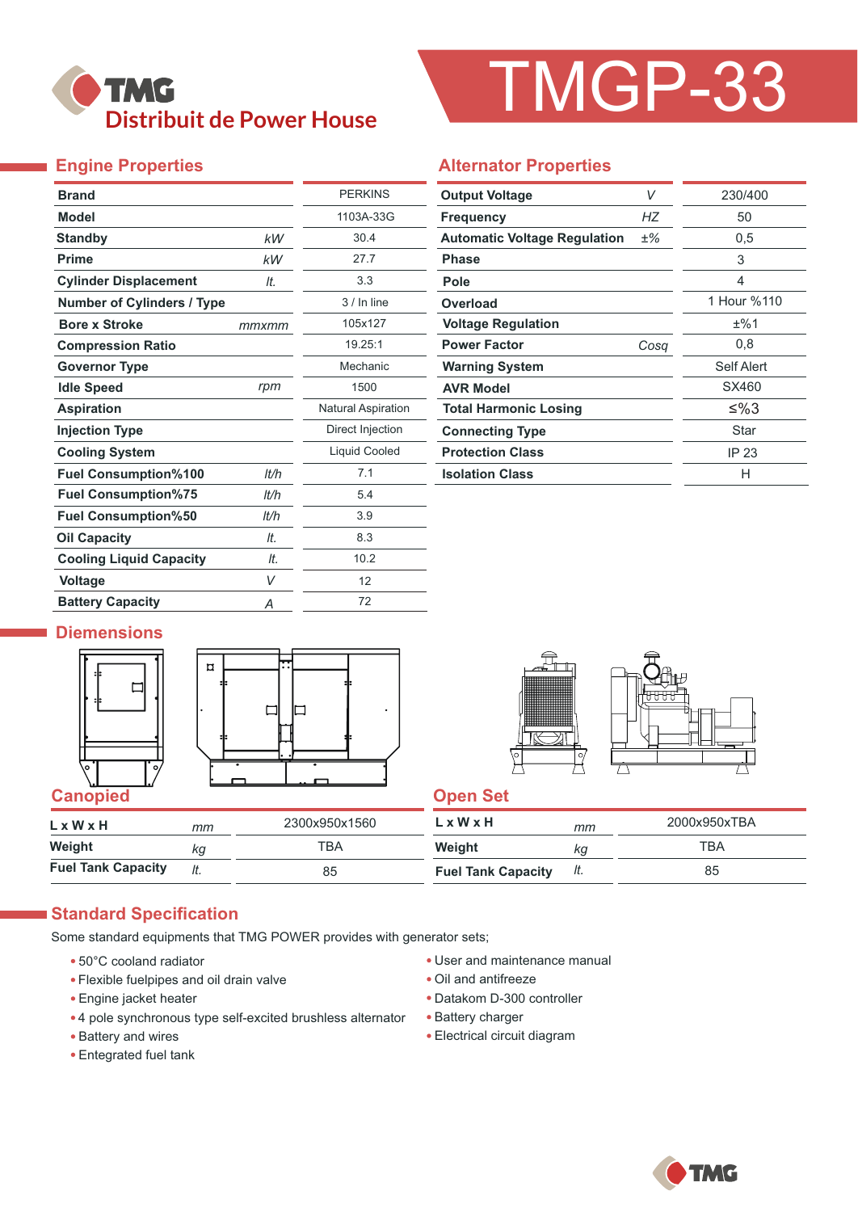# TMGP-33

TMG
Distribuit de Power House

## Engine Properties

| Property | Unit | Value |
|---|---|---|
| Brand | | PERKINS |
| Model | | 1103A-33G |
| Standby | kW | 30.4 |
| Prime | kW | 27.7 |
| Cylinder Displacement | lt. | 3.3 |
| Number of Cylinders / Type | | 3 / In line |
| Bore x Stroke | mmxmm | 105x127 |
| Compression Ratio | | 19.25:1 |
| Governor Type | | Mechanic |
| Idle Speed | rpm | 1500 |
| Aspiration | | Natural Aspiration |
| Injection Type | | Direct Injection |
| Cooling System | | Liquid Cooled |
| Fuel Consumption%100 | lt/h | 7.1 |
| Fuel Consumption%75 | lt/h | 5.4 |
| Fuel Consumption%50 | lt/h | 3.9 |
| Oil Capacity | lt. | 8.3 |
| Cooling Liquid Capacity | lt. | 10.2 |
| Voltage | V | 12 |
| Battery Capacity | A | 72 |

## Alternator Properties

| Property | Unit | Value |
|---|---|---|
| Output Voltage | V | 230/400 |
| Frequency | HZ | 50 |
| Automatic Voltage Regulation | ±% | 0,5 |
| Phase | | 3 |
| Pole | | 4 |
| Overload | | 1 Hour %110 |
| Voltage Regulation | | ±%1 |
| Power Factor | Cosq | 0,8 |
| Warning System | | Self Alert |
| AVR Model | | SX460 |
| Total Harmonic Losing | | ≤%3 |
| Connecting Type | | Star |
| Protection Class | | IP 23 |
| Isolation Class | | H |

## Diemensions

### Canopied

| | | |
|---|---|---|
| L x W x H | mm | 2300x950x1560 |
| Weight | kg | TBA |
| Fuel Tank Capacity | lt. | 85 |

### Open Set

| | | |
|---|---|---|
| L x W x H | mm | 2000x950xTBA |
| Weight | kg | TBA |
| Fuel Tank Capacity | lt. | 85 |

## Standard Specification

Some standard equipments that TMG POWER provides with generator sets;

- 50°C cooland radiator
- Flexible fuelpipes and oil drain valve
- Engine jacket heater
- 4 pole synchronous type self-excited brushless alternator
- Battery and wires
- Entegrated fuel tank
- User and maintenance manual
- Oil and antifreeze
- Datakom D-300 controller
- Battery charger
- Electrical circuit diagram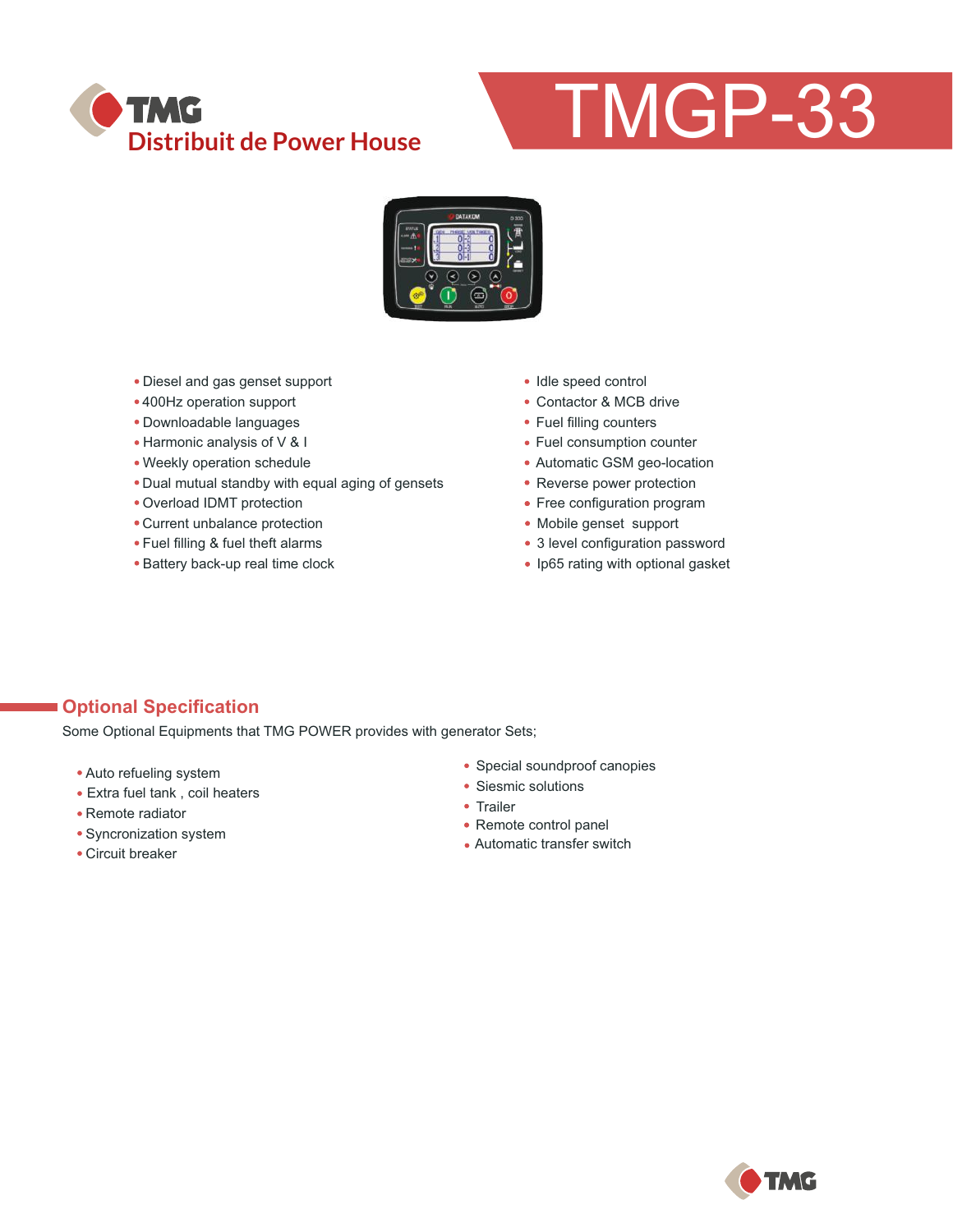# TMGP-33

- Diesel and gas genset support
- 400Hz operation support
- Downloadable languages
- Harmonic analysis of V & I
- Weekly operation schedule
- Dual mutual standby with equal aging of gensets
- Overload IDMT protection
- Current unbalance protection
- Fuel filling & fuel theft alarms
- Battery back-up real time clock
- Idle speed control
- Contactor & MCB drive
- Fuel filling counters
- Fuel consumption counter
- Automatic GSM geo-location
- Reverse power protection
- Free configuration program
- Mobile genset  support
- 3 level configuration password
- Ip65 rating with optional gasket

## Optional Specification

Some Optional Equipments that TMG POWER provides with generator Sets;

- Auto refueling system
- Extra fuel tank , coil heaters
- Remote radiator
- Syncronization system
- Circuit breaker
- Special soundproof canopies
- Siesmic solutions
- Trailer
- Remote control panel
- Automatic transfer switch